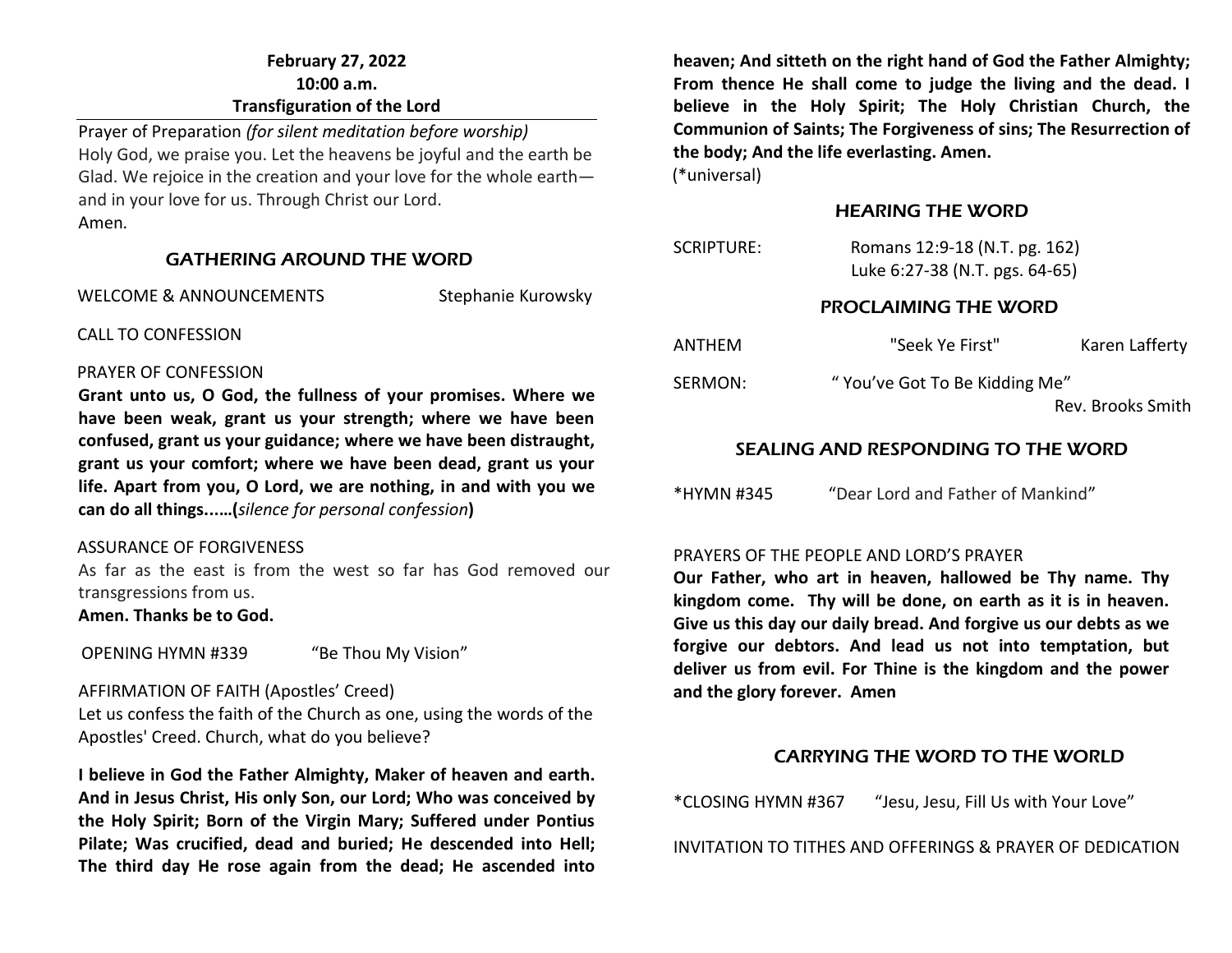**February 27, 2022**
**10:00 a.m.**
**Transfiguration of the Lord**

Prayer of Preparation *(for silent meditation before worship)*
Holy God, we praise you. Let the heavens be joyful and the earth be Glad. We rejoice in the creation and your love for the whole earth—and in your love for us. Through Christ our Lord.
Amen.

## GATHERING AROUND THE WORD

WELCOME & ANNOUNCEMENTS Stephanie Kurowsky

CALL TO CONFESSION

PRAYER OF CONFESSION
**Grant unto us, O God, the fullness of your promises. Where we have been weak, grant us your strength; where we have been confused, grant us your guidance; where we have been distraught, grant us your comfort; where we have been dead, grant us your life. Apart from you, O Lord, we are nothing, in and with you we can do all things......(***silence for personal confession***)**

ASSURANCE OF FORGIVENESS
As far as the east is from the west so far has God removed our transgressions from us.
**Amen. Thanks be to God.**

OPENING HYMN #339 "Be Thou My Vision"

AFFIRMATION OF FAITH (Apostles' Creed)
Let us confess the faith of the Church as one, using the words of the Apostles' Creed. Church, what do you believe?

**I believe in God the Father Almighty, Maker of heaven and earth. And in Jesus Christ, His only Son, our Lord; Who was conceived by the Holy Spirit; Born of the Virgin Mary; Suffered under Pontius Pilate; Was crucified, dead and buried; He descended into Hell; The third day He rose again from the dead; He ascended into heaven; And sitteth on the right hand of God the Father Almighty; From thence He shall come to judge the living and the dead. I believe in the Holy Spirit; The Holy Christian Church, the Communion of Saints; The Forgiveness of sins; The Resurrection of the body; And the life everlasting. Amen.**
(*universal)

## HEARING THE WORD

SCRIPTURE: Romans 12:9-18 (N.T. pg. 162)
Luke 6:27-38 (N.T. pgs. 64-65)

## PROCLAIMING THE WORD

ANTHEM "Seek Ye First" Karen Lafferty

SERMON: " You've Got To Be Kidding Me"
Rev. Brooks Smith

## SEALING AND RESPONDING TO THE WORD

*HYMN #345 "Dear Lord and Father of Mankind"

PRAYERS OF THE PEOPLE AND LORD'S PRAYER
**Our Father, who art in heaven, hallowed be Thy name. Thy kingdom come. Thy will be done, on earth as it is in heaven. Give us this day our daily bread. And forgive us our debts as we forgive our debtors. And lead us not into temptation, but deliver us from evil. For Thine is the kingdom and the power and the glory forever. Amen**

## CARRYING THE WORD TO THE WORLD

*CLOSING HYMN #367 "Jesu, Jesu, Fill Us with Your Love"

INVITATION TO TITHES AND OFFERINGS & PRAYER OF DEDICATION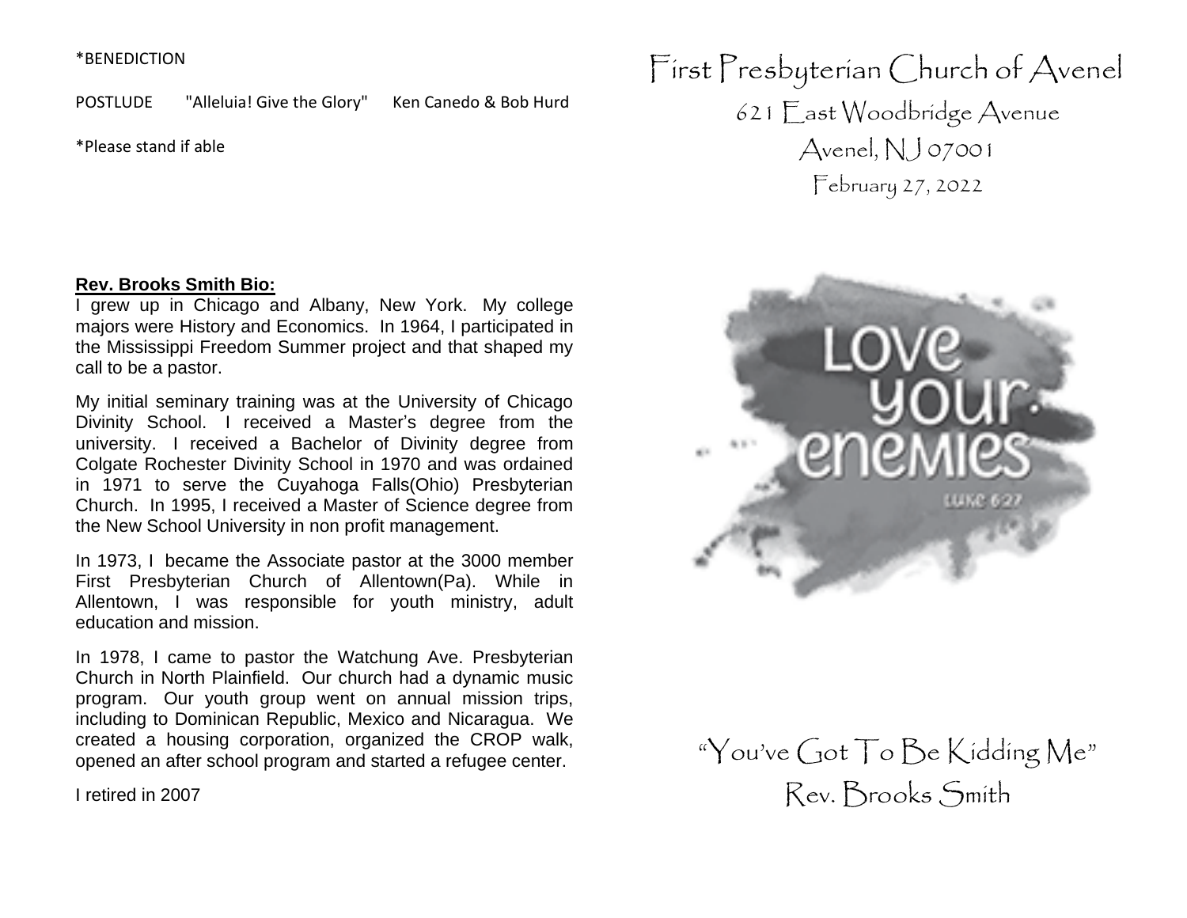*BENEDICTION

POSTLUDE "Alleluia! Give the Glory" Ken Canedo & Bob Hurd

*Please stand if able

**Rev. Brooks Smith Bio:**

I grew up in Chicago and Albany, New York. My college majors were History and Economics. In 1964, I participated in the Mississippi Freedom Summer project and that shaped my call to be a pastor.

My initial seminary training was at the University of Chicago Divinity School. I received a Master's degree from the university. I received a Bachelor of Divinity degree from Colgate Rochester Divinity School in 1970 and was ordained in 1971 to serve the Cuyahoga Falls(Ohio) Presbyterian Church. In 1995, I received a Master of Science degree from the New School University in non profit management.

In 1973, I became the Associate pastor at the 3000 member First Presbyterian Church of Allentown(Pa). While in Allentown, I was responsible for youth ministry, adult education and mission.

In 1978, I came to pastor the Watchung Ave. Presbyterian Church in North Plainfield. Our church had a dynamic music program. Our youth group went on annual mission trips, including to Dominican Republic, Mexico and Nicaragua. We created a housing corporation, organized the CROP walk, opened an after school program and started a refugee center.

I retired in 2007

# First Presbyterian Church of Avenel

621 East Woodbridge Avenue

Avenel, NJ 07001

February 27, 2022

LOVE YOUR ENEMIES

LUKE 6:27

"You've Got To Be Kidding Me"

Rev. Brooks Smith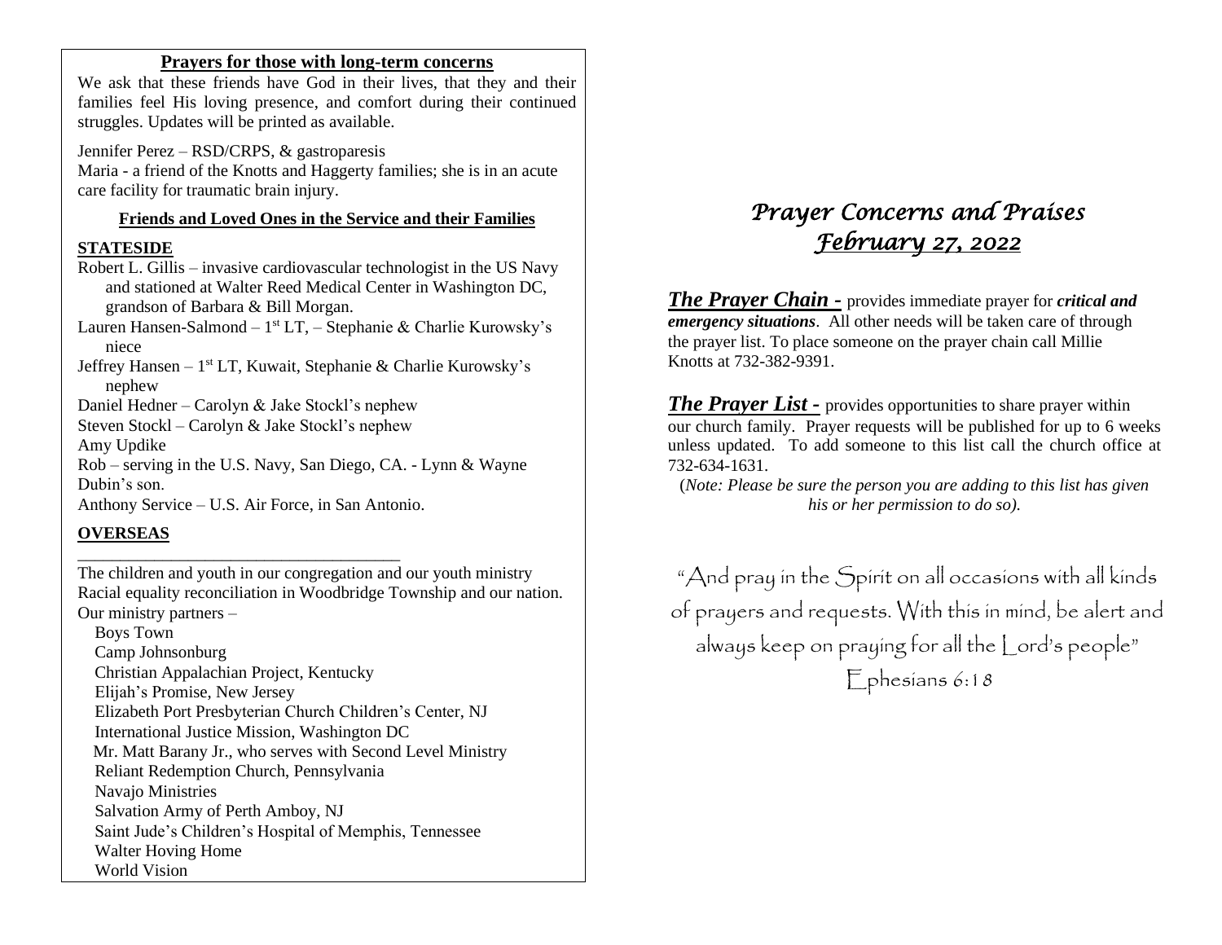**Prayers for those with long-term concerns**

We ask that these friends have God in their lives, that they and their families feel His loving presence, and comfort during their continued struggles. Updates will be printed as available.

Jennifer Perez – RSD/CRPS, & gastroparesis
Maria - a friend of the Knotts and Haggerty families; she is in an acute care facility for traumatic brain injury.

**Friends and Loved Ones in the Service and their Families**

**STATESIDE**

Robert L. Gillis – invasive cardiovascular technologist in the US Navy and stationed at Walter Reed Medical Center in Washington DC, grandson of Barbara & Bill Morgan.
Lauren Hansen-Salmond – 1st LT, – Stephanie & Charlie Kurowsky's niece
Jeffrey Hansen – 1st LT, Kuwait, Stephanie & Charlie Kurowsky's nephew
Daniel Hedner – Carolyn & Jake Stockl's nephew
Steven Stockl – Carolyn & Jake Stockl's nephew
Amy Updike
Rob – serving in the U.S. Navy, San Diego, CA. - Lynn & Wayne Dubin's son.
Anthony Service – U.S. Air Force, in San Antonio.

**OVERSEAS**

---

The children and youth in our congregation and our youth ministry
Racial equality reconciliation in Woodbridge Township and our nation.
Our ministry partners –

- Boys Town
- Camp Johnsonburg
- Christian Appalachian Project, Kentucky
- Elijah's Promise, New Jersey
- Elizabeth Port Presbyterian Church Children's Center, NJ
- International Justice Mission, Washington DC
- Mr. Matt Barany Jr., who serves with Second Level Ministry
- Reliant Redemption Church, Pennsylvania
- Navajo Ministries
- Salvation Army of Perth Amboy, NJ
- Saint Jude's Children's Hospital of Memphis, Tennessee
- Walter Hoving Home
- World Vision

# *Prayer Concerns and Praises*
## *February 27, 2022*

***The Prayer Chain -*** provides immediate prayer for ***critical and emergency situations***. All other needs will be taken care of through the prayer list. To place someone on the prayer chain call Millie Knotts at 732-382-9391.

***The Prayer List -*** provides opportunities to share prayer within our church family. Prayer requests will be published for up to 6 weeks unless updated. To add someone to this list call the church office at 732-634-1631.

(*Note: Please be sure the person you are adding to this list has given his or her permission to do so).*

"And pray in the Spirit on all occasions with all kinds of prayers and requests. With this in mind, be alert and always keep on praying for all the Lord's people"
Ephesians 6:18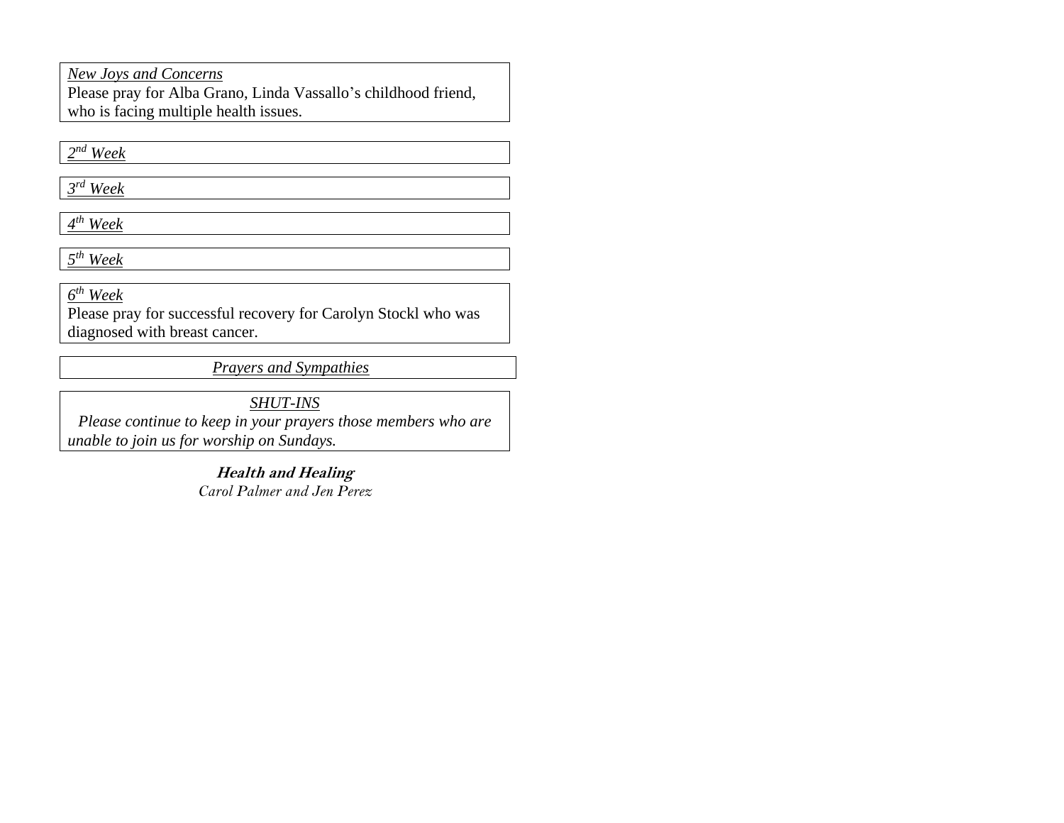*New Joys and Concerns*

Please pray for Alba Grano, Linda Vassallo's childhood friend, who is facing multiple health issues.

*2nd Week*

*3rd Week*

*4th Week*

*5th Week*

*6th Week*

Please pray for successful recovery for Carolyn Stockl who was diagnosed with breast cancer.

*Prayers and Sympathies*

*SHUT-INS*

*Please continue to keep in your prayers those members who are unable to join us for worship on Sundays.*

***Health and Healing***

*Carol Palmer and Jen Perez*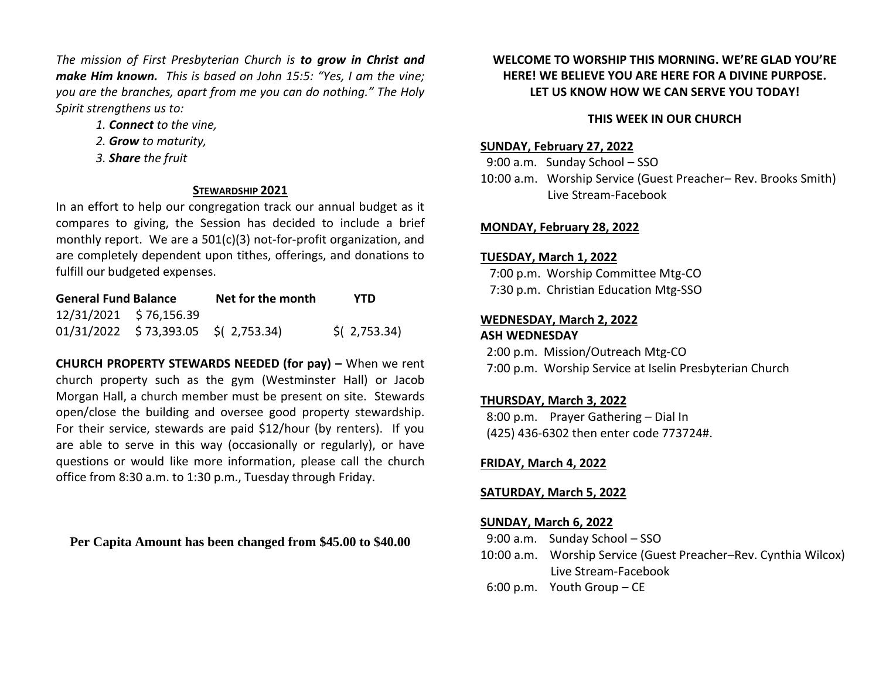*The mission of First Presbyterian Church is* ***to grow in Christ and make Him known.*** *This is based on John 15:5: "Yes, I am the vine; you are the branches, apart from me you can do nothing." The Holy Spirit strengthens us to:*

*1.* ***Connect*** *to the vine,*
*2.* ***Grow*** *to maturity,*
*3.* ***Share*** *the fruit*

## STEWARDSHIP 2021

In an effort to help our congregation track our annual budget as it compares to giving, the Session has decided to include a brief monthly report. We are a 501(c)(3) not-for-profit organization, and are completely dependent upon tithes, offerings, and donations to fulfill our budgeted expenses.

| General Fund Balance | | Net for the month | YTD |
|---|---|---|---|
| 12/31/2021 | $ 76,156.39 | | |
| 01/31/2022 | $ 73,393.05 | $( 2,753.34) | $( 2,753.34) |

**CHURCH PROPERTY STEWARDS NEEDED (for pay) –** When we rent church property such as the gym (Westminster Hall) or Jacob Morgan Hall, a church member must be present on site. Stewards open/close the building and oversee good property stewardship. For their service, stewards are paid $12/hour (by renters). If you are able to serve in this way (occasionally or regularly), or have questions or would like more information, please call the church office from 8:30 a.m. to 1:30 p.m., Tuesday through Friday.

**Per Capita Amount has been changed from $45.00 to $40.00**

**WELCOME TO WORSHIP THIS MORNING. WE'RE GLAD YOU'RE HERE! WE BELIEVE YOU ARE HERE FOR A DIVINE PURPOSE. LET US KNOW HOW WE CAN SERVE YOU TODAY!**

## THIS WEEK IN OUR CHURCH

**SUNDAY, February 27, 2022**
9:00 a.m. Sunday School – SSO
10:00 a.m. Worship Service (Guest Preacher– Rev. Brooks Smith)
Live Stream-Facebook

**MONDAY, February 28, 2022**

**TUESDAY, March 1, 2022**
7:00 p.m. Worship Committee Mtg-CO
7:30 p.m. Christian Education Mtg-SSO

**WEDNESDAY, March 2, 2022**
**ASH WEDNESDAY**
2:00 p.m. Mission/Outreach Mtg-CO
7:00 p.m. Worship Service at Iselin Presbyterian Church

**THURSDAY, March 3, 2022**
8:00 p.m. Prayer Gathering – Dial In
(425) 436-6302 then enter code 773724#.

**FRIDAY, March 4, 2022**

**SATURDAY, March 5, 2022**

**SUNDAY, March 6, 2022**
9:00 a.m. Sunday School – SSO
10:00 a.m. Worship Service (Guest Preacher–Rev. Cynthia Wilcox)
Live Stream-Facebook
6:00 p.m. Youth Group – CE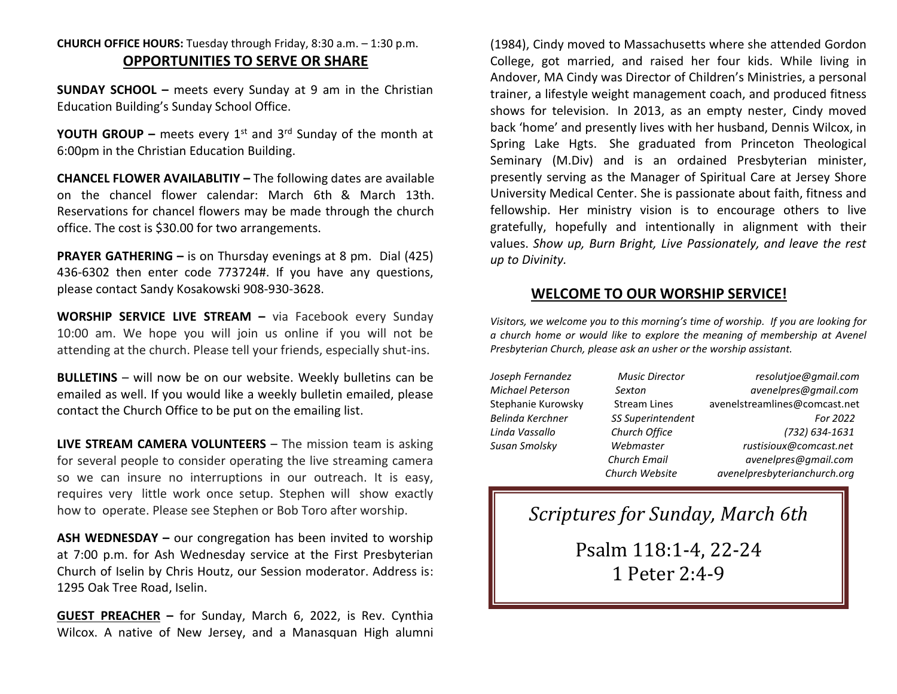**CHURCH OFFICE HOURS:** Tuesday through Friday, 8:30 a.m. – 1:30 p.m.

## OPPORTUNITIES TO SERVE OR SHARE

**SUNDAY SCHOOL –** meets every Sunday at 9 am in the Christian Education Building's Sunday School Office.

**YOUTH GROUP –** meets every 1st and 3rd Sunday of the month at 6:00pm in the Christian Education Building.

**CHANCEL FLOWER AVAILABLITIY –** The following dates are available on the chancel flower calendar: March 6th & March 13th. Reservations for chancel flowers may be made through the church office. The cost is $30.00 for two arrangements.

**PRAYER GATHERING –** is on Thursday evenings at 8 pm. Dial (425) 436-6302 then enter code 773724#. If you have any questions, please contact Sandy Kosakowski 908-930-3628.

**WORSHIP SERVICE LIVE STREAM –** via Facebook every Sunday 10:00 am. We hope you will join us online if you will not be attending at the church. Please tell your friends, especially shut-ins.

**BULLETINS** – will now be on our website. Weekly bulletins can be emailed as well. If you would like a weekly bulletin emailed, please contact the Church Office to be put on the emailing list.

**LIVE STREAM CAMERA VOLUNTEERS** – The mission team is asking for several people to consider operating the live streaming camera so we can insure no interruptions in our outreach. It is easy, requires very little work once setup. Stephen will show exactly how to operate. Please see Stephen or Bob Toro after worship.

**ASH WEDNESDAY –** our congregation has been invited to worship at 7:00 p.m. for Ash Wednesday service at the First Presbyterian Church of Iselin by Chris Houtz, our Session moderator. Address is: 1295 Oak Tree Road, Iselin.

**GUEST PREACHER –** for Sunday, March 6, 2022, is Rev. Cynthia Wilcox. A native of New Jersey, and a Manasquan High alumni (1984), Cindy moved to Massachusetts where she attended Gordon College, got married, and raised her four kids. While living in Andover, MA Cindy was Director of Children's Ministries, a personal trainer, a lifestyle weight management coach, and produced fitness shows for television. In 2013, as an empty nester, Cindy moved back 'home' and presently lives with her husband, Dennis Wilcox, in Spring Lake Hgts. She graduated from Princeton Theological Seminary (M.Div) and is an ordained Presbyterian minister, presently serving as the Manager of Spiritual Care at Jersey Shore University Medical Center. She is passionate about faith, fitness and fellowship. Her ministry vision is to encourage others to live gratefully, hopefully and intentionally in alignment with their values. *Show up, Burn Bright, Live Passionately, and leave the rest up to Divinity.*

## WELCOME TO OUR WORSHIP SERVICE!

*Visitors, we welcome you to this morning's time of worship. If you are looking for a church home or would like to explore the meaning of membership at Avenel Presbyterian Church, please ask an usher or the worship assistant.*

| | | |
|---|---|---|
| *Joseph Fernandez* | *Music Director* | *resolutjoe@gmail.com* |
| *Michael Peterson* | *Sexton* | *avenelpres@gmail.com* |
| Stephanie Kurowsky | Stream Lines | avenelstreamlines@comcast.net |
| *Belinda Kerchner* | *SS Superintendent* | *For 2022* |
| *Linda Vassallo* | *Church Office* | *(732) 634-1631* |
| *Susan Smolsky* | *Webmaster* | *rustisioux@comcast.net* |
| | *Church Email* | *avenelpres@gmail.com* |
| | *Church Website* | *avenelpresbyterianchurch.org* |

## *Scriptures for Sunday, March 6th*

Psalm 118:1-4, 22-24
1 Peter 2:4-9